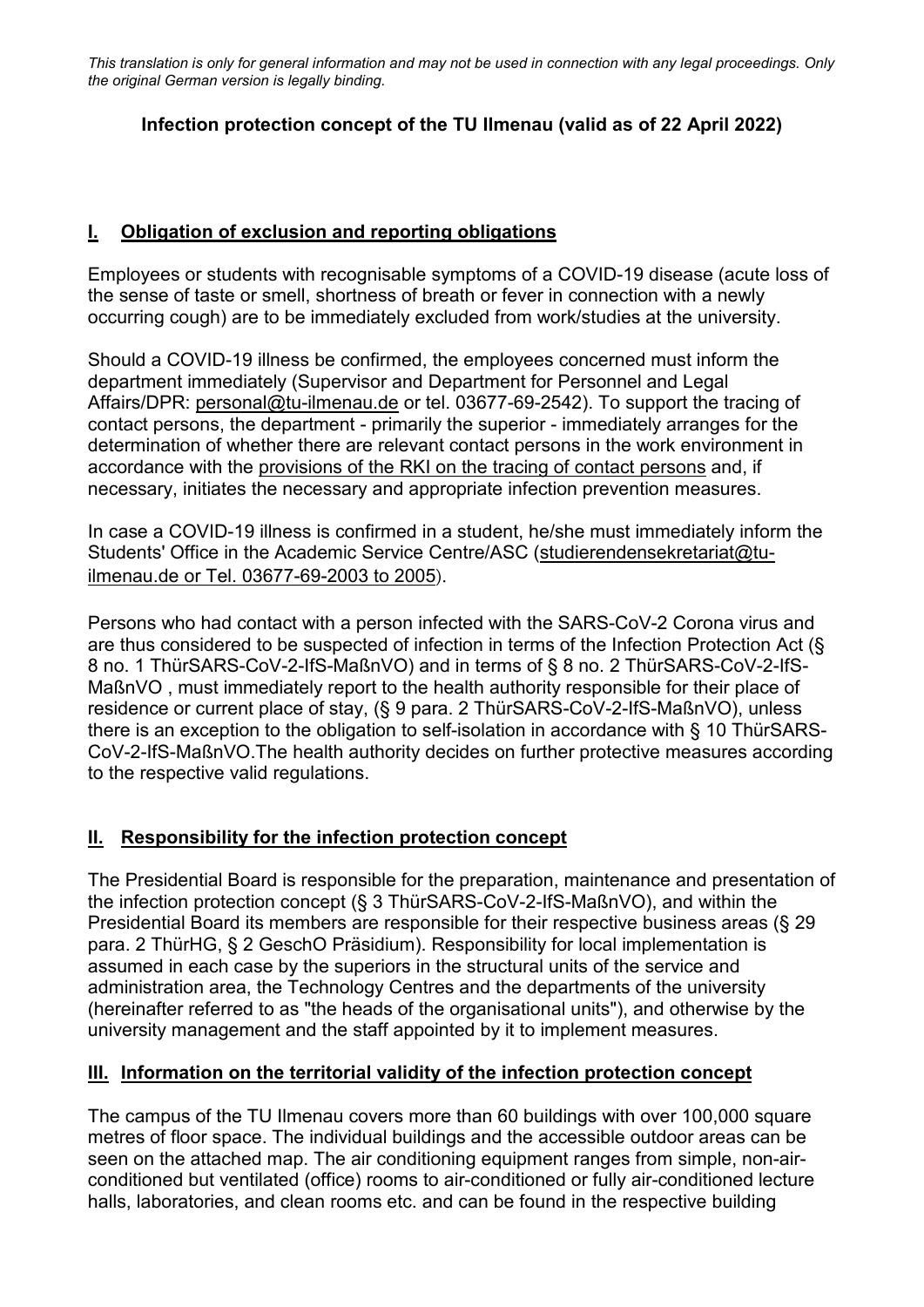*This translation is only for general information and may not be used in connection with any legal proceedings. Only the original German version is legally binding.*

# Infection protection concept of the TU Ilmenau (valid as of 22 April 2022)

## I. Obligation of exclusion and reporting obligations

Employees or students with recognisable symptoms of a COVID-19 disease (acute loss of the sense of taste or smell, shortness of breath or fever in connection with a newly occurring cough) are to be immediately excluded from work/studies at the university.

Should a COVID-19 illness be confirmed, the employees concerned must inform the department immediately (Supervisor and Department for Personnel and Legal Affairs/DPR: personal@tu-ilmenau.de or tel. 03677-69-2542). To support the tracing of contact persons, the department - primarily the superior - immediately arranges for the determination of whether there are relevant contact persons in the work environment in accordance with the provisions of the RKI on the tracing of contact persons and, if necessary, initiates the necessary and appropriate infection prevention measures.

In case a COVID-19 illness is confirmed in a student, he/she must immediately inform the Students' Office in the Academic Service Centre/ASC (studierendensekretariat@tu-ilmenau.de or Tel. 03677-69-2003 to 2005).

Persons who had contact with a person infected with the SARS-CoV-2 Corona virus and are thus considered to be suspected of infection in terms of the Infection Protection Act (§ 8 no. 1 ThürSARS-CoV-2-IfS-MaßnVO) and in terms of § 8 no. 2 ThürSARS-CoV-2-IfS-MaßnVO , must immediately report to the health authority responsible for their place of residence or current place of stay, (§ 9 para. 2 ThürSARS-CoV-2-IfS-MaßnVO), unless there is an exception to the obligation to self-isolation in accordance with § 10 ThürSARS-CoV-2-IfS-MaßnVO.The health authority decides on further protective measures according to the respective valid regulations.

## II. Responsibility for the infection protection concept

The Presidential Board is responsible for the preparation, maintenance and presentation of the infection protection concept (§ 3 ThürSARS-CoV-2-IfS-MaßnVO), and within the Presidential Board its members are responsible for their respective business areas (§ 29 para. 2 ThürHG, § 2 GeschO Präsidium). Responsibility for local implementation is assumed in each case by the superiors in the structural units of the service and administration area, the Technology Centres and the departments of the university (hereinafter referred to as "the heads of the organisational units"), and otherwise by the university management and the staff appointed by it to implement measures.

## III. Information on the territorial validity of the infection protection concept

The campus of the TU Ilmenau covers more than 60 buildings with over 100,000 square metres of floor space. The individual buildings and the accessible outdoor areas can be seen on the attached map. The air conditioning equipment ranges from simple, non-air-conditioned but ventilated (office) rooms to air-conditioned or fully air-conditioned lecture halls, laboratories, and clean rooms etc. and can be found in the respective building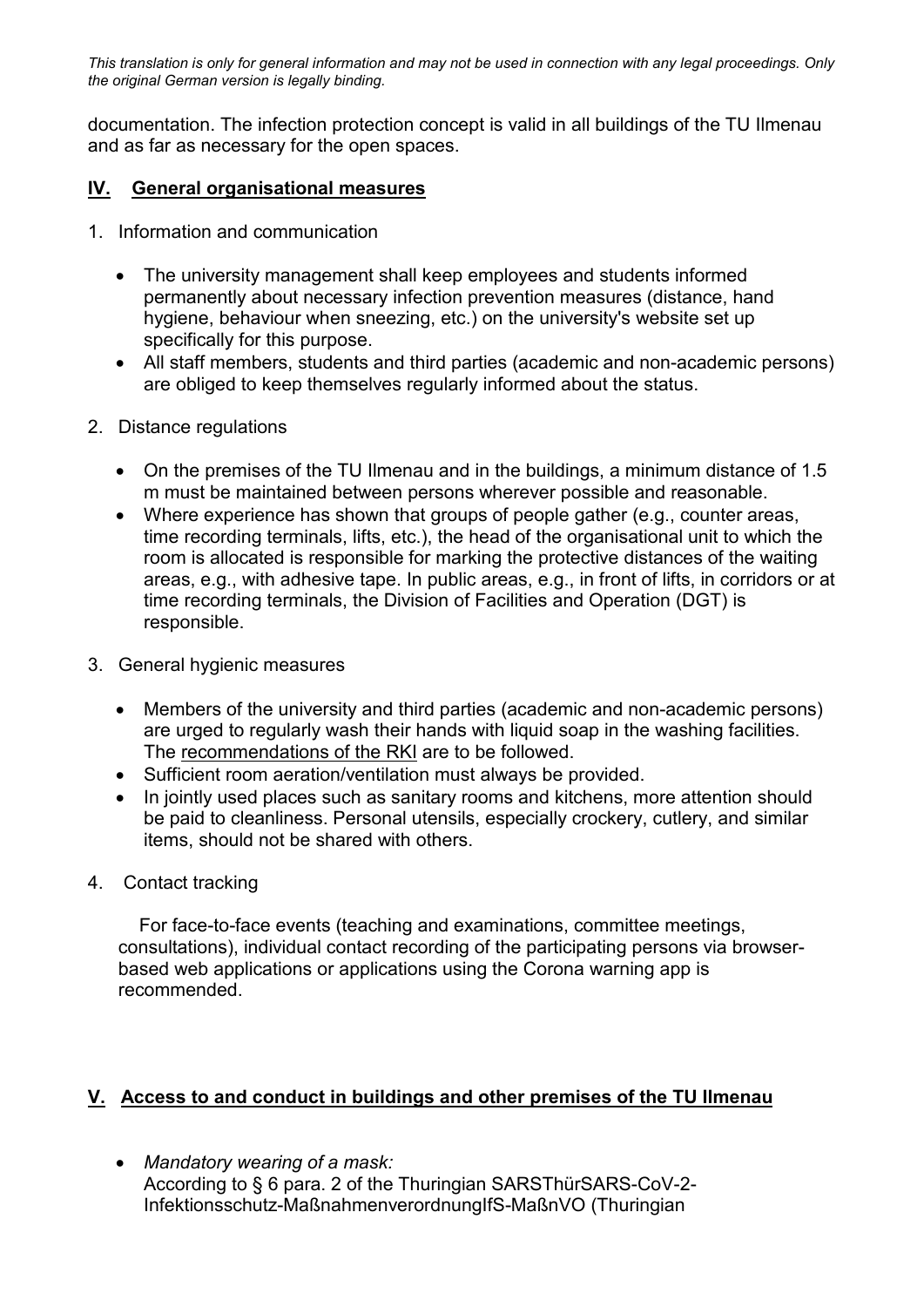*This translation is only for general information and may not be used in connection with any legal proceedings. Only the original German version is legally binding.*

documentation. The infection protection concept is valid in all buildings of the TU Ilmenau and as far as necessary for the open spaces.

## IV. General organisational measures

1. Information and communication

   - The university management shall keep employees and students informed permanently about necessary infection prevention measures (distance, hand hygiene, behaviour when sneezing, etc.) on the university's website set up specifically for this purpose.
   - All staff members, students and third parties (academic and non-academic persons) are obliged to keep themselves regularly informed about the status.

2. Distance regulations

   - On the premises of the TU Ilmenau and in the buildings, a minimum distance of 1.5 m must be maintained between persons wherever possible and reasonable.
   - Where experience has shown that groups of people gather (e.g., counter areas, time recording terminals, lifts, etc.), the head of the organisational unit to which the room is allocated is responsible for marking the protective distances of the waiting areas, e.g., with adhesive tape. In public areas, e.g., in front of lifts, in corridors or at time recording terminals, the Division of Facilities and Operation (DGT) is responsible.

3. General hygienic measures

   - Members of the university and third parties (academic and non-academic persons) are urged to regularly wash their hands with liquid soap in the washing facilities. The recommendations of the RKI are to be followed.
   - Sufficient room aeration/ventilation must always be provided.
   - In jointly used places such as sanitary rooms and kitchens, more attention should be paid to cleanliness. Personal utensils, especially crockery, cutlery, and similar items, should not be shared with others.

4. Contact tracking

   For face-to-face events (teaching and examinations, committee meetings, consultations), individual contact recording of the participating persons via browser-based web applications or applications using the Corona warning app is recommended.

## V. Access to and conduct in buildings and other premises of the TU Ilmenau

- *Mandatory wearing of a mask:*
  According to § 6 para. 2 of the Thuringian SARSThürSARS-CoV-2-InfektionsschutzMaßnahmenverordnungIfS-MaßnVO (Thuringian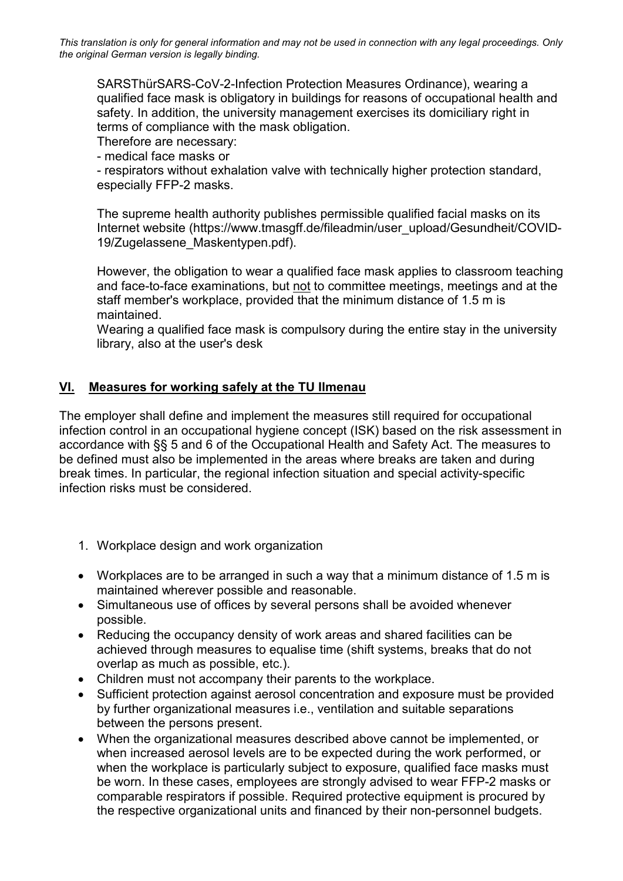SARSThürSARS-CoV-2-Infection Protection Measures Ordinance), wearing a qualified face mask is obligatory in buildings for reasons of occupational health and safety. In addition, the university management exercises its domiciliary right in terms of compliance with the mask obligation.
Therefore are necessary:
- medical face masks or
- respirators without exhalation valve with technically higher protection standard, especially FFP-2 masks.

The supreme health authority publishes permissible qualified facial masks on its Internet website (https://www.tmasgff.de/fileadmin/user_upload/Gesundheit/COVID-19/Zugelassene_Maskentypen.pdf).

However, the obligation to wear a qualified face mask applies to classroom teaching and face-to-face examinations, but <u>not</u> to committee meetings, meetings and at the staff member's workplace, provided that the minimum distance of 1.5 m is maintained.
Wearing a qualified face mask is compulsory during the entire stay in the university library, also at the user's desk

## VI. Measures for working safely at the TU Ilmenau

The employer shall define and implement the measures still required for occupational infection control in an occupational hygiene concept (ISK) based on the risk assessment in accordance with §§ 5 and 6 of the Occupational Health and Safety Act. The measures to be defined must also be implemented in the areas where breaks are taken and during break times. In particular, the regional infection situation and special activity-specific infection risks must be considered.

1. Workplace design and work organization

- Workplaces are to be arranged in such a way that a minimum distance of 1.5 m is maintained wherever possible and reasonable.
- Simultaneous use of offices by several persons shall be avoided whenever possible.
- Reducing the occupancy density of work areas and shared facilities can be achieved through measures to equalise time (shift systems, breaks that do not overlap as much as possible, etc.).
- Children must not accompany their parents to the workplace.
- Sufficient protection against aerosol concentration and exposure must be provided by further organizational measures i.e., ventilation and suitable separations between the persons present.
- When the organizational measures described above cannot be implemented, or when increased aerosol levels are to be expected during the work performed, or when the workplace is particularly subject to exposure, qualified face masks must be worn. In these cases, employees are strongly advised to wear FFP-2 masks or comparable respirators if possible. Required protective equipment is procured by the respective organizational units and financed by their non-personnel budgets.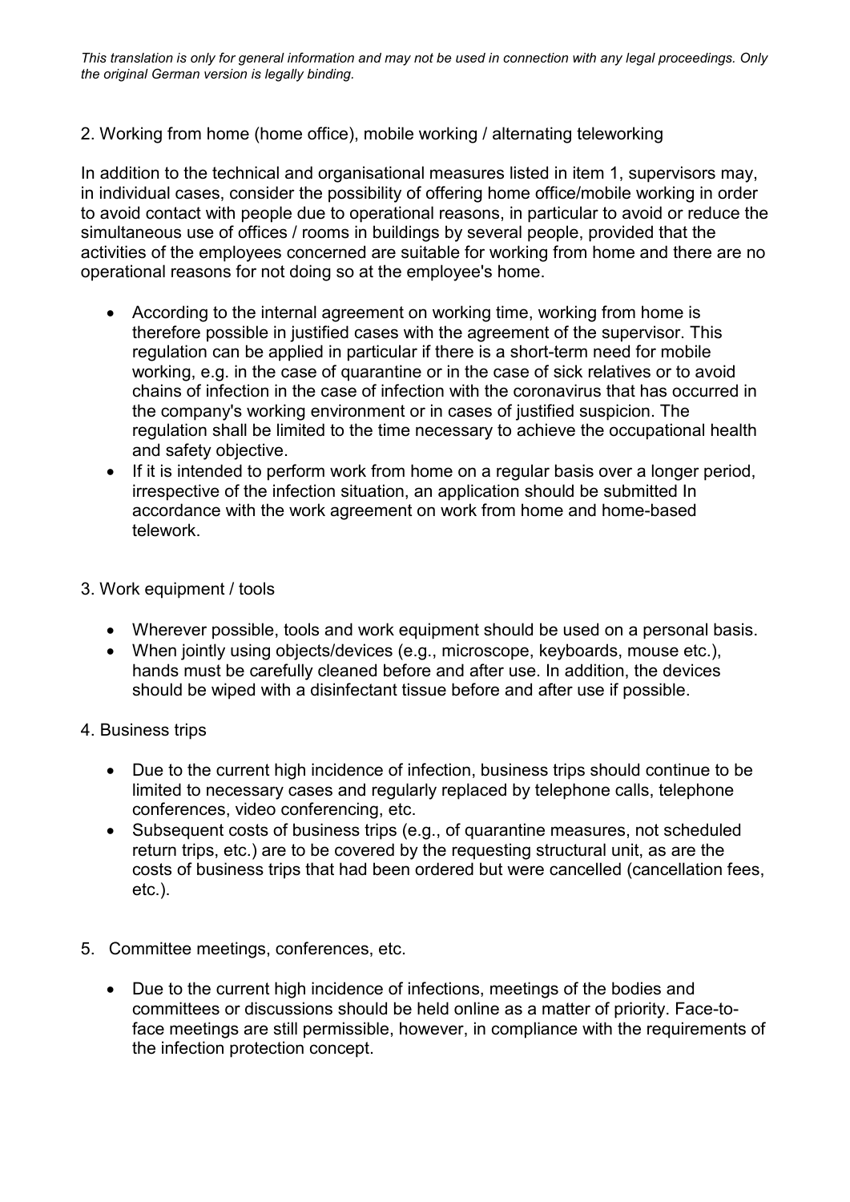*This translation is only for general information and may not be used in connection with any legal proceedings. Only the original German version is legally binding.*

2. Working from home (home office), mobile working / alternating teleworking

In addition to the technical and organisational measures listed in item 1, supervisors may, in individual cases, consider the possibility of offering home office/mobile working in order to avoid contact with people due to operational reasons, in particular to avoid or reduce the simultaneous use of offices / rooms in buildings by several people, provided that the activities of the employees concerned are suitable for working from home and there are no operational reasons for not doing so at the employee's home.

- According to the internal agreement on working time, working from home is therefore possible in justified cases with the agreement of the supervisor. This regulation can be applied in particular if there is a short-term need for mobile working, e.g. in the case of quarantine or in the case of sick relatives or to avoid chains of infection in the case of infection with the coronavirus that has occurred in the company's working environment or in cases of justified suspicion. The regulation shall be limited to the time necessary to achieve the occupational health and safety objective.
- If it is intended to perform work from home on a regular basis over a longer period, irrespective of the infection situation, an application should be submitted In accordance with the work agreement on work from home and home-based telework.

3. Work equipment / tools

- Wherever possible, tools and work equipment should be used on a personal basis.
- When jointly using objects/devices (e.g., microscope, keyboards, mouse etc.), hands must be carefully cleaned before and after use. In addition, the devices should be wiped with a disinfectant tissue before and after use if possible.

4. Business trips

- Due to the current high incidence of infection, business trips should continue to be limited to necessary cases and regularly replaced by telephone calls, telephone conferences, video conferencing, etc.
- Subsequent costs of business trips (e.g., of quarantine measures, not scheduled return trips, etc.) are to be covered by the requesting structural unit, as are the costs of business trips that had been ordered but were cancelled (cancellation fees, etc.).

5. Committee meetings, conferences, etc.

- Due to the current high incidence of infections, meetings of the bodies and committees or discussions should be held online as a matter of priority. Face-to-face meetings are still permissible, however, in compliance with the requirements of the infection protection concept.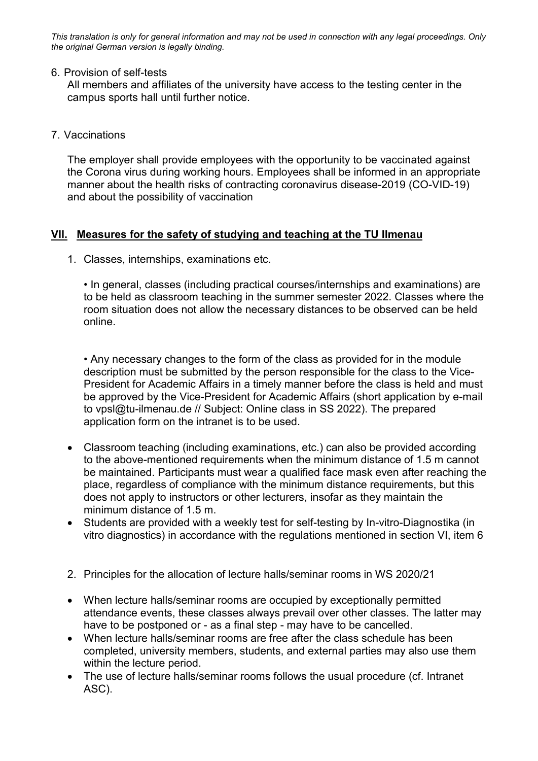*This translation is only for general information and may not be used in connection with any legal proceedings. Only the original German version is legally binding.*

6. Provision of self-tests

   All members and affiliates of the university have access to the testing center in the campus sports hall until further notice.

7. Vaccinations

   The employer shall provide employees with the opportunity to be vaccinated against the Corona virus during working hours. Employees shall be informed in an appropriate manner about the health risks of contracting coronavirus disease-2019 (CO-VID-19) and about the possibility of vaccination

## **<u>VII. Measures for the safety of studying and teaching at the TU Ilmenau</u>**

1. Classes, internships, examinations etc.

   • In general, classes (including practical courses/internships and examinations) are to be held as classroom teaching in the summer semester 2022. Classes where the room situation does not allow the necessary distances to be observed can be held online.

   • Any necessary changes to the form of the class as provided for in the module description must be submitted by the person responsible for the class to the Vice-President for Academic Affairs in a timely manner before the class is held and must be approved by the Vice-President for Academic Affairs (short application by e-mail to vpsl@tu-ilmenau.de // Subject: Online class in SS 2022). The prepared application form on the intranet is to be used.

- Classroom teaching (including examinations, etc.) can also be provided according to the above-mentioned requirements when the minimum distance of 1.5 m cannot be maintained. Participants must wear a qualified face mask even after reaching the place, regardless of compliance with the minimum distance requirements, but this does not apply to instructors or other lecturers, insofar as they maintain the minimum distance of 1.5 m.
- Students are provided with a weekly test for self-testing by In-vitro-Diagnostika (in vitro diagnostics) in accordance with the regulations mentioned in section VI, item 6

2. Principles for the allocation of lecture halls/seminar rooms in WS 2020/21

- When lecture halls/seminar rooms are occupied by exceptionally permitted attendance events, these classes always prevail over other classes. The latter may have to be postponed or - as a final step - may have to be cancelled.
- When lecture halls/seminar rooms are free after the class schedule has been completed, university members, students, and external parties may also use them within the lecture period.
- The use of lecture halls/seminar rooms follows the usual procedure (cf. Intranet ASC).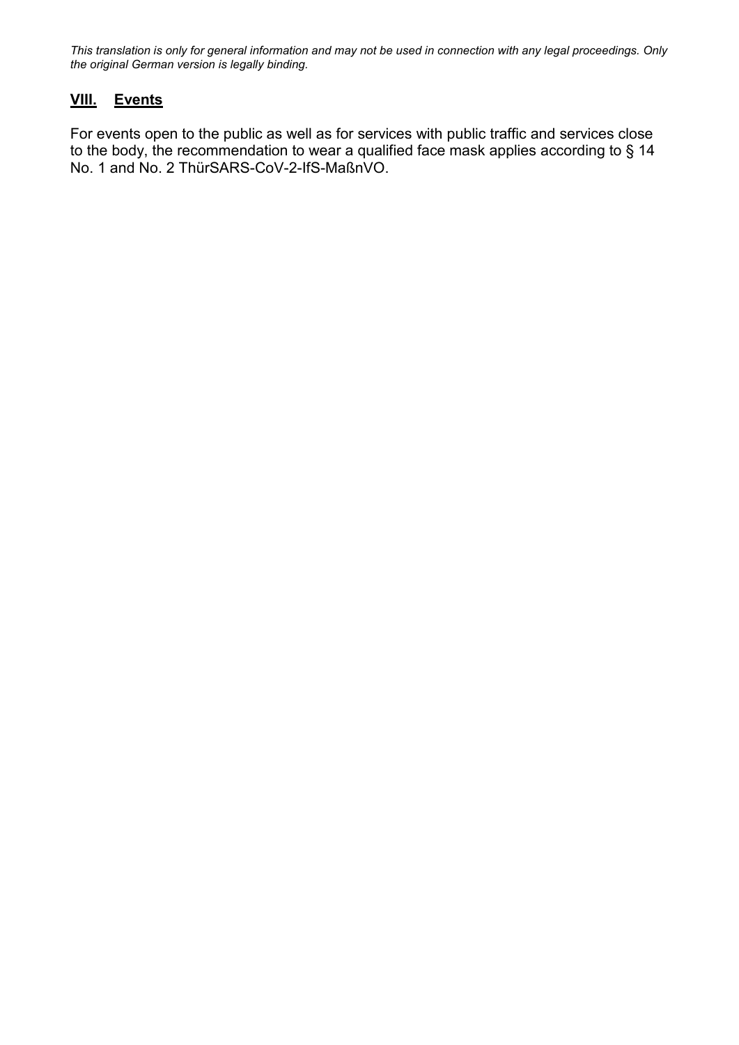*This translation is only for general information and may not be used in connection with any legal proceedings. Only the original German version is legally binding.*

## VIII. Events

For events open to the public as well as for services with public traffic and services close to the body, the recommendation to wear a qualified face mask applies according to § 14 No. 1 and No. 2 ThürSARS-CoV-2-IfS-MaßnVO.